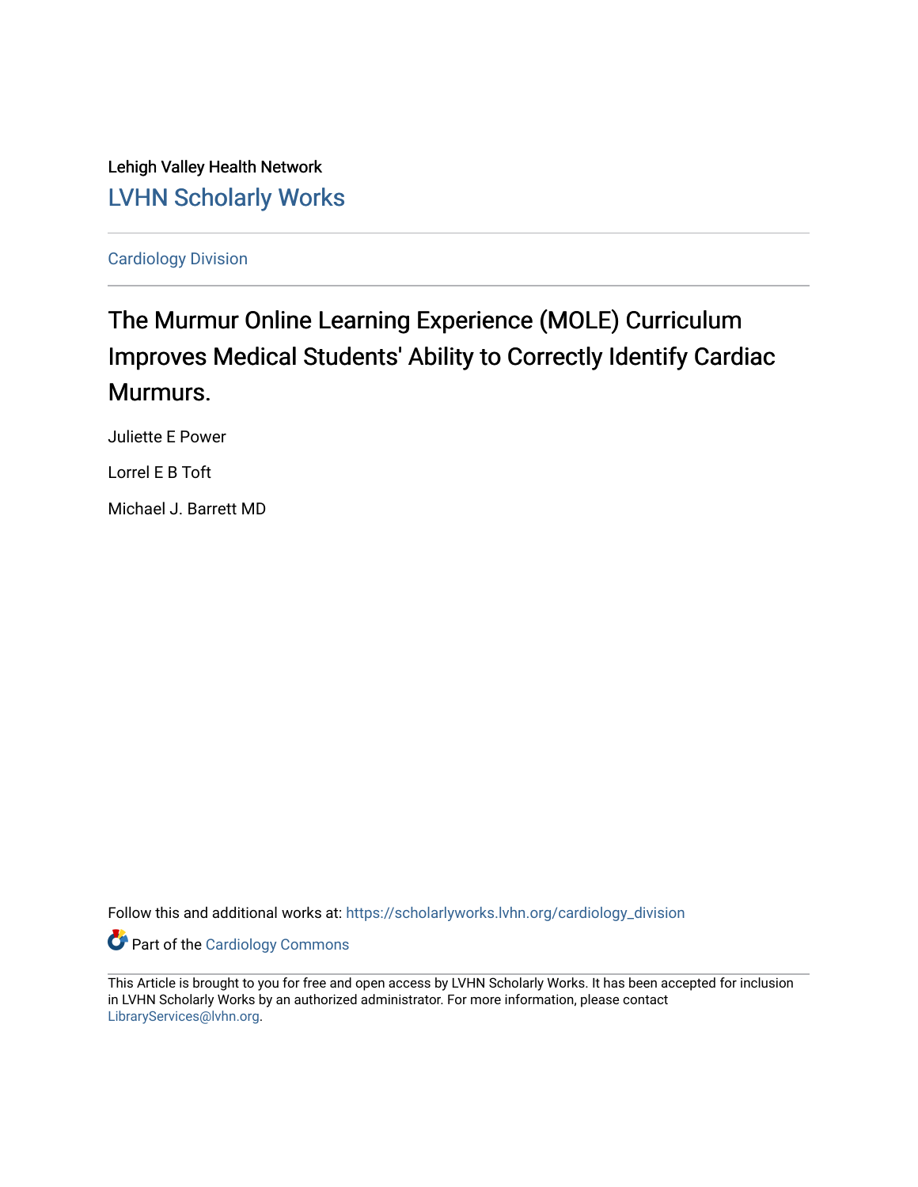Lehigh Valley Health Network

LVHN Scholarly Works

Cardiology Division

# The Murmur Online Learning Experience (MOLE) Curriculum Improves Medical Students' Ability to Correctly Identify Cardiac Murmurs.

Juliette E Power

Lorrel E B Toft

Michael J. Barrett MD

Follow this and additional works at: https://scholarlyworks.lvhn.org/cardiology_division

Part of the Cardiology Commons

This Article is brought to you for free and open access by LVHN Scholarly Works. It has been accepted for inclusion in LVHN Scholarly Works by an authorized administrator. For more information, please contact LibraryServices@lvhn.org.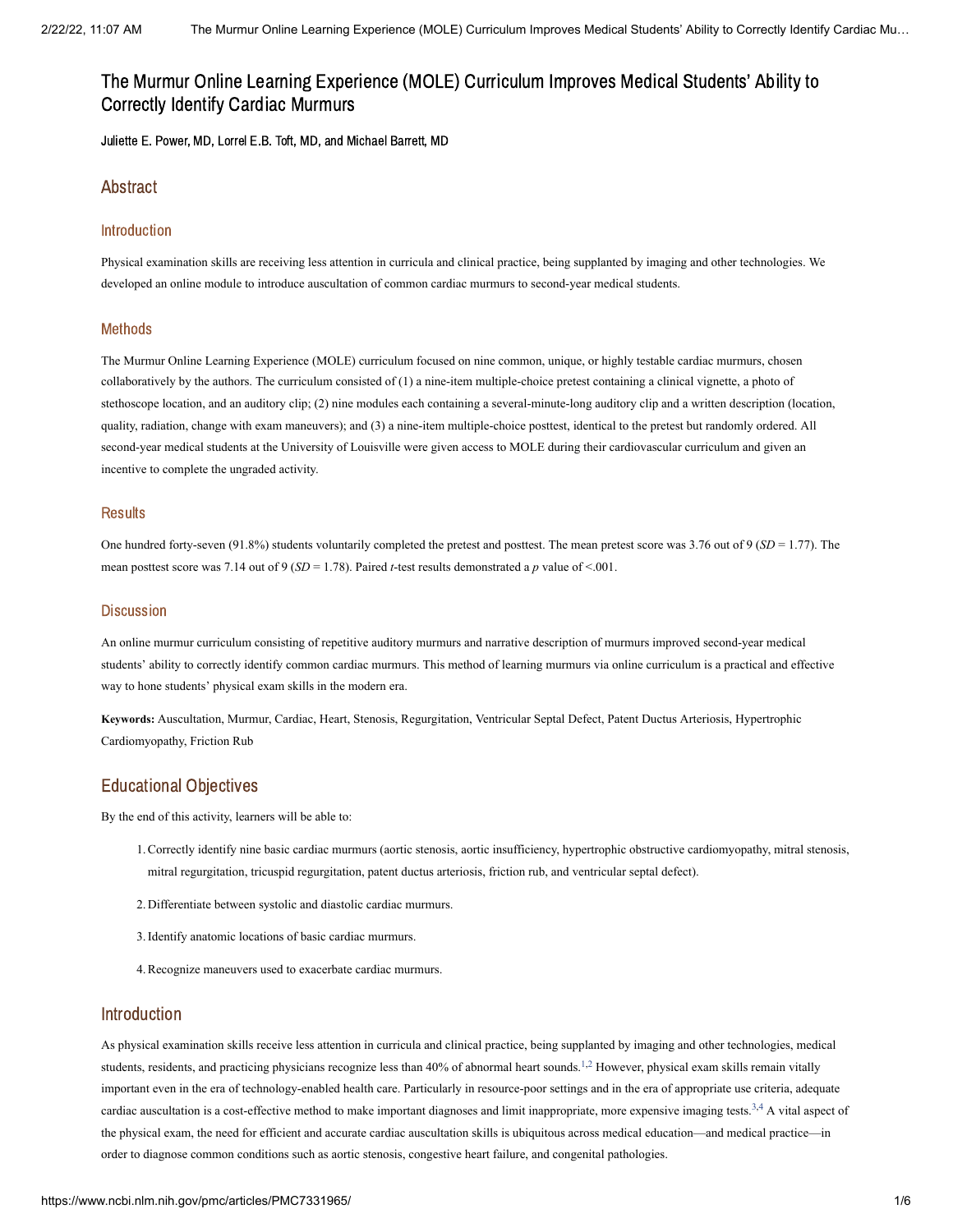# The Murmur Online Learning Experience (MOLE) Curriculum Improves Medical Students' Ability to Correctly Identify Cardiac Murmurs

Juliette E. Power, MD, Lorrel E.B. Toft, MD, and Michael Barrett, MD

## Abstract

### Introduction

Physical examination skills are receiving less attention in curricula and clinical practice, being supplanted by imaging and other technologies. We developed an online module to introduce auscultation of common cardiac murmurs to second-year medical students.

### Methods

The Murmur Online Learning Experience (MOLE) curriculum focused on nine common, unique, or highly testable cardiac murmurs, chosen collaboratively by the authors. The curriculum consisted of (1) a nine-item multiple-choice pretest containing a clinical vignette, a photo of stethoscope location, and an auditory clip; (2) nine modules each containing a several-minute-long auditory clip and a written description (location, quality, radiation, change with exam maneuvers); and (3) a nine-item multiple-choice posttest, identical to the pretest but randomly ordered. All second-year medical students at the University of Louisville were given access to MOLE during their cardiovascular curriculum and given an incentive to complete the ungraded activity.

### Results

One hundred forty-seven (91.8%) students voluntarily completed the pretest and posttest. The mean pretest score was 3.76 out of 9 (*SD* = 1.77). The mean posttest score was 7.14 out of 9 (*SD* = 1.78). Paired *t*-test results demonstrated a *p* value of <.001.

### Discussion

An online murmur curriculum consisting of repetitive auditory murmurs and narrative description of murmurs improved second-year medical students' ability to correctly identify common cardiac murmurs. This method of learning murmurs via online curriculum is a practical and effective way to hone students' physical exam skills in the modern era.

**Keywords:** Auscultation, Murmur, Cardiac, Heart, Stenosis, Regurgitation, Ventricular Septal Defect, Patent Ductus Arteriosis, Hypertrophic Cardiomyopathy, Friction Rub

## Educational Objectives

By the end of this activity, learners will be able to:

1. Correctly identify nine basic cardiac murmurs (aortic stenosis, aortic insufficiency, hypertrophic obstructive cardiomyopathy, mitral stenosis, mitral regurgitation, tricuspid regurgitation, patent ductus arteriosis, friction rub, and ventricular septal defect).
2. Differentiate between systolic and diastolic cardiac murmurs.
3. Identify anatomic locations of basic cardiac murmurs.
4. Recognize maneuvers used to exacerbate cardiac murmurs.

## Introduction

As physical examination skills receive less attention in curricula and clinical practice, being supplanted by imaging and other technologies, medical students, residents, and practicing physicians recognize less than 40% of abnormal heart sounds.[1,2] However, physical exam skills remain vitally important even in the era of technology-enabled health care. Particularly in resource-poor settings and in the era of appropriate use criteria, adequate cardiac auscultation is a cost-effective method to make important diagnoses and limit inappropriate, more expensive imaging tests.[3,4] A vital aspect of the physical exam, the need for efficient and accurate cardiac auscultation skills is ubiquitous across medical education—and medical practice—in order to diagnose common conditions such as aortic stenosis, congestive heart failure, and congenital pathologies.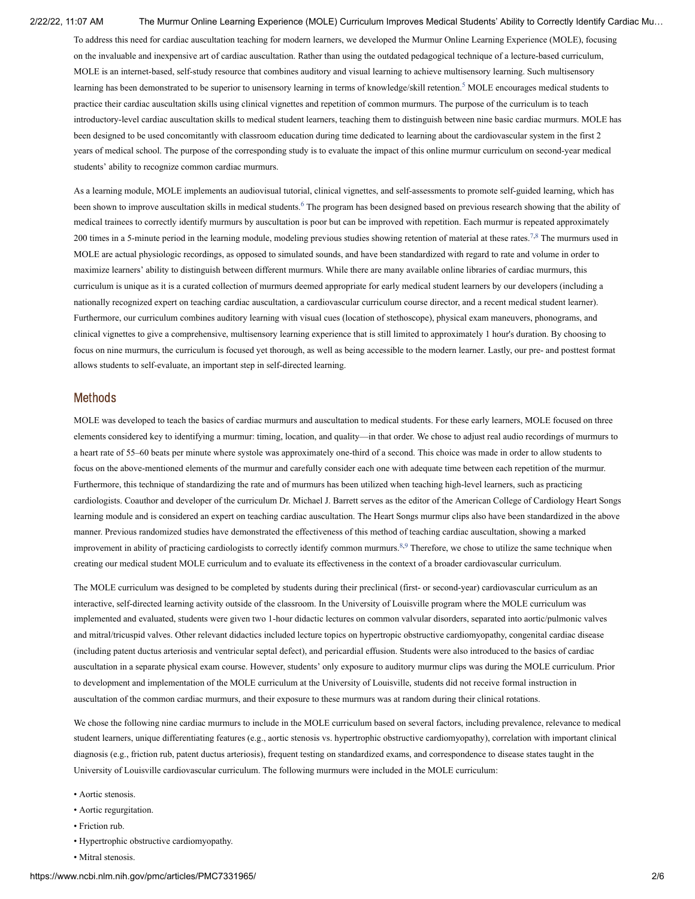To address this need for cardiac auscultation teaching for modern learners, we developed the Murmur Online Learning Experience (MOLE), focusing on the invaluable and inexpensive art of cardiac auscultation. Rather than using the outdated pedagogical technique of a lecture-based curriculum, MOLE is an internet-based, self-study resource that combines auditory and visual learning to achieve multisensory learning. Such multisensory learning has been demonstrated to be superior to unisensory learning in terms of knowledge/skill retention.[5] MOLE encourages medical students to practice their cardiac auscultation skills using clinical vignettes and repetition of common murmurs. The purpose of the curriculum is to teach introductory-level cardiac auscultation skills to medical student learners, teaching them to distinguish between nine basic cardiac murmurs. MOLE has been designed to be used concomitantly with classroom education during time dedicated to learning about the cardiovascular system in the first 2 years of medical school. The purpose of the corresponding study is to evaluate the impact of this online murmur curriculum on second-year medical students' ability to recognize common cardiac murmurs.

As a learning module, MOLE implements an audiovisual tutorial, clinical vignettes, and self-assessments to promote self-guided learning, which has been shown to improve auscultation skills in medical students.[6] The program has been designed based on previous research showing that the ability of medical trainees to correctly identify murmurs by auscultation is poor but can be improved with repetition. Each murmur is repeated approximately 200 times in a 5-minute period in the learning module, modeling previous studies showing retention of material at these rates.[7,8] The murmurs used in MOLE are actual physiologic recordings, as opposed to simulated sounds, and have been standardized with regard to rate and volume in order to maximize learners' ability to distinguish between different murmurs. While there are many available online libraries of cardiac murmurs, this curriculum is unique as it is a curated collection of murmurs deemed appropriate for early medical student learners by our developers (including a nationally recognized expert on teaching cardiac auscultation, a cardiovascular curriculum course director, and a recent medical student learner). Furthermore, our curriculum combines auditory learning with visual cues (location of stethoscope), physical exam maneuvers, phonograms, and clinical vignettes to give a comprehensive, multisensory learning experience that is still limited to approximately 1 hour's duration. By choosing to focus on nine murmurs, the curriculum is focused yet thorough, as well as being accessible to the modern learner. Lastly, our pre- and posttest format allows students to self-evaluate, an important step in self-directed learning.

## Methods

MOLE was developed to teach the basics of cardiac murmurs and auscultation to medical students. For these early learners, MOLE focused on three elements considered key to identifying a murmur: timing, location, and quality—in that order. We chose to adjust real audio recordings of murmurs to a heart rate of 55–60 beats per minute where systole was approximately one-third of a second. This choice was made in order to allow students to focus on the above-mentioned elements of the murmur and carefully consider each one with adequate time between each repetition of the murmur. Furthermore, this technique of standardizing the rate and of murmurs has been utilized when teaching high-level learners, such as practicing cardiologists. Coauthor and developer of the curriculum Dr. Michael J. Barrett serves as the editor of the American College of Cardiology Heart Songs learning module and is considered an expert on teaching cardiac auscultation. The Heart Songs murmur clips also have been standardized in the above manner. Previous randomized studies have demonstrated the effectiveness of this method of teaching cardiac auscultation, showing a marked improvement in ability of practicing cardiologists to correctly identify common murmurs.[8,9] Therefore, we chose to utilize the same technique when creating our medical student MOLE curriculum and to evaluate its effectiveness in the context of a broader cardiovascular curriculum.

The MOLE curriculum was designed to be completed by students during their preclinical (first- or second-year) cardiovascular curriculum as an interactive, self-directed learning activity outside of the classroom. In the University of Louisville program where the MOLE curriculum was implemented and evaluated, students were given two 1-hour didactic lectures on common valvular disorders, separated into aortic/pulmonic valves and mitral/tricuspid valves. Other relevant didactics included lecture topics on hypertropic obstructive cardiomyopathy, congenital cardiac disease (including patent ductus arteriosis and ventricular septal defect), and pericardial effusion. Students were also introduced to the basics of cardiac auscultation in a separate physical exam course. However, students' only exposure to auditory murmur clips was during the MOLE curriculum. Prior to development and implementation of the MOLE curriculum at the University of Louisville, students did not receive formal instruction in auscultation of the common cardiac murmurs, and their exposure to these murmurs was at random during their clinical rotations.

We chose the following nine cardiac murmurs to include in the MOLE curriculum based on several factors, including prevalence, relevance to medical student learners, unique differentiating features (e.g., aortic stenosis vs. hypertrophic obstructive cardiomyopathy), correlation with important clinical diagnosis (e.g., friction rub, patent ductus arteriosis), frequent testing on standardized exams, and correspondence to disease states taught in the University of Louisville cardiovascular curriculum. The following murmurs were included in the MOLE curriculum:

- Aortic stenosis.
- Aortic regurgitation.
- Friction rub.
- Hypertrophic obstructive cardiomyopathy.
- Mitral stenosis.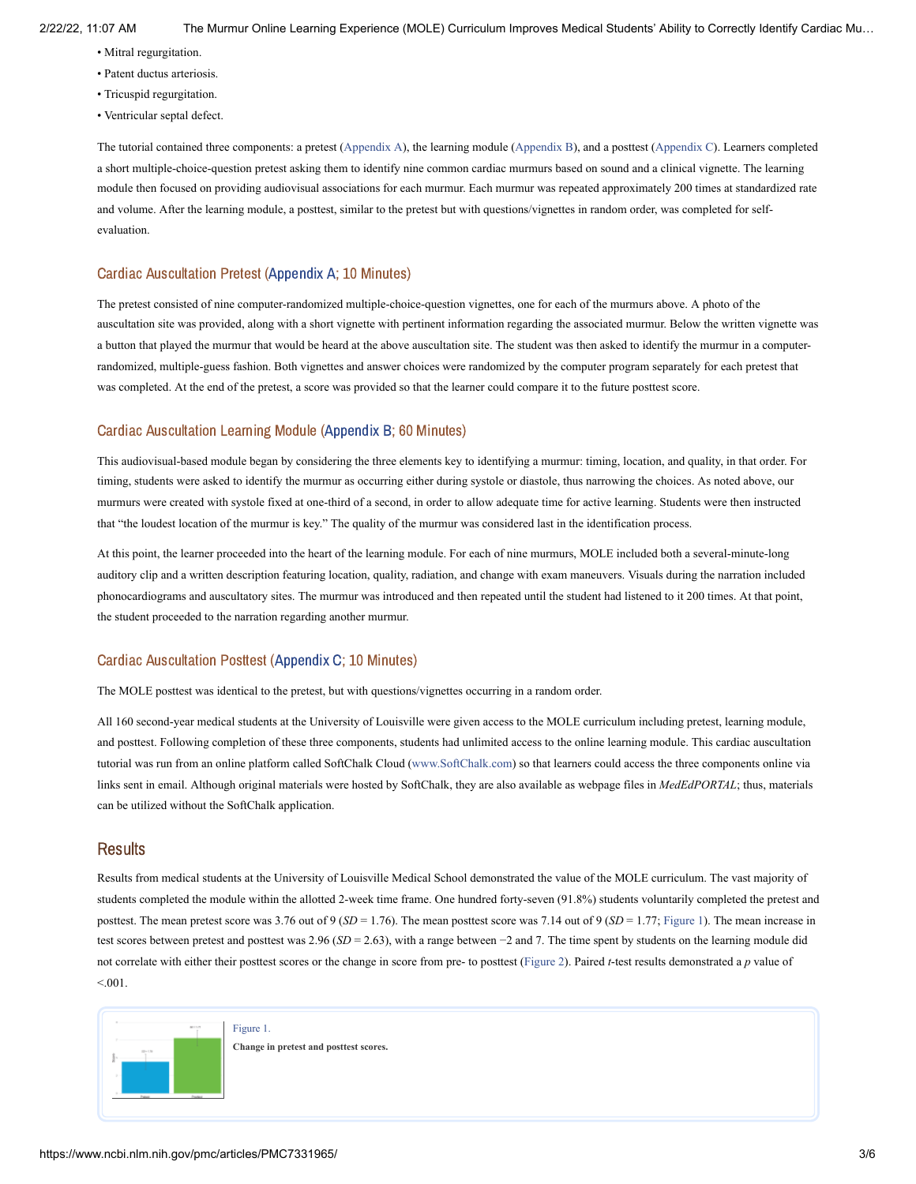- Mitral regurgitation.
- Patent ductus arteriosis.
- Tricuspid regurgitation.
- Ventricular septal defect.

The tutorial contained three components: a pretest (Appendix A), the learning module (Appendix B), and a posttest (Appendix C). Learners completed a short multiple-choice-question pretest asking them to identify nine common cardiac murmurs based on sound and a clinical vignette. The learning module then focused on providing audiovisual associations for each murmur. Each murmur was repeated approximately 200 times at standardized rate and volume. After the learning module, a posttest, similar to the pretest but with questions/vignettes in random order, was completed for self-evaluation.

### Cardiac Auscultation Pretest (Appendix A; 10 Minutes)

The pretest consisted of nine computer-randomized multiple-choice-question vignettes, one for each of the murmurs above. A photo of the auscultation site was provided, along with a short vignette with pertinent information regarding the associated murmur. Below the written vignette was a button that played the murmur that would be heard at the above auscultation site. The student was then asked to identify the murmur in a computer-randomized, multiple-guess fashion. Both vignettes and answer choices were randomized by the computer program separately for each pretest that was completed. At the end of the pretest, a score was provided so that the learner could compare it to the future posttest score.

### Cardiac Auscultation Learning Module (Appendix B; 60 Minutes)

This audiovisual-based module began by considering the three elements key to identifying a murmur: timing, location, and quality, in that order. For timing, students were asked to identify the murmur as occurring either during systole or diastole, thus narrowing the choices. As noted above, our murmurs were created with systole fixed at one-third of a second, in order to allow adequate time for active learning. Students were then instructed that "the loudest location of the murmur is key." The quality of the murmur was considered last in the identification process.

At this point, the learner proceeded into the heart of the learning module. For each of nine murmurs, MOLE included both a several-minute-long auditory clip and a written description featuring location, quality, radiation, and change with exam maneuvers. Visuals during the narration included phonocardiograms and auscultatory sites. The murmur was introduced and then repeated until the student had listened to it 200 times. At that point, the student proceeded to the narration regarding another murmur.

### Cardiac Auscultation Posttest (Appendix C; 10 Minutes)

The MOLE posttest was identical to the pretest, but with questions/vignettes occurring in a random order.

All 160 second-year medical students at the University of Louisville were given access to the MOLE curriculum including pretest, learning module, and posttest. Following completion of these three components, students had unlimited access to the online learning module. This cardiac auscultation tutorial was run from an online platform called SoftChalk Cloud (www.SoftChalk.com) so that learners could access the three components online via links sent in email. Although original materials were hosted by SoftChalk, they are also available as webpage files in *MedEdPORTAL*; thus, materials can be utilized without the SoftChalk application.

## Results

Results from medical students at the University of Louisville Medical School demonstrated the value of the MOLE curriculum. The vast majority of students completed the module within the allotted 2-week time frame. One hundred forty-seven (91.8%) students voluntarily completed the pretest and posttest. The mean pretest score was 3.76 out of 9 ($SD$ = 1.76). The mean posttest score was 7.14 out of 9 ($SD$ = 1.77; Figure 1). The mean increase in test scores between pretest and posttest was 2.96 ($SD$ = 2.63), with a range between −2 and 7. The time spent by students on the learning module did not correlate with either their posttest scores or the change in score from pre- to posttest (Figure 2). Paired $t$-test results demonstrated a $p$ value of <.001.

Figure 1.

**Change in pretest and posttest scores.**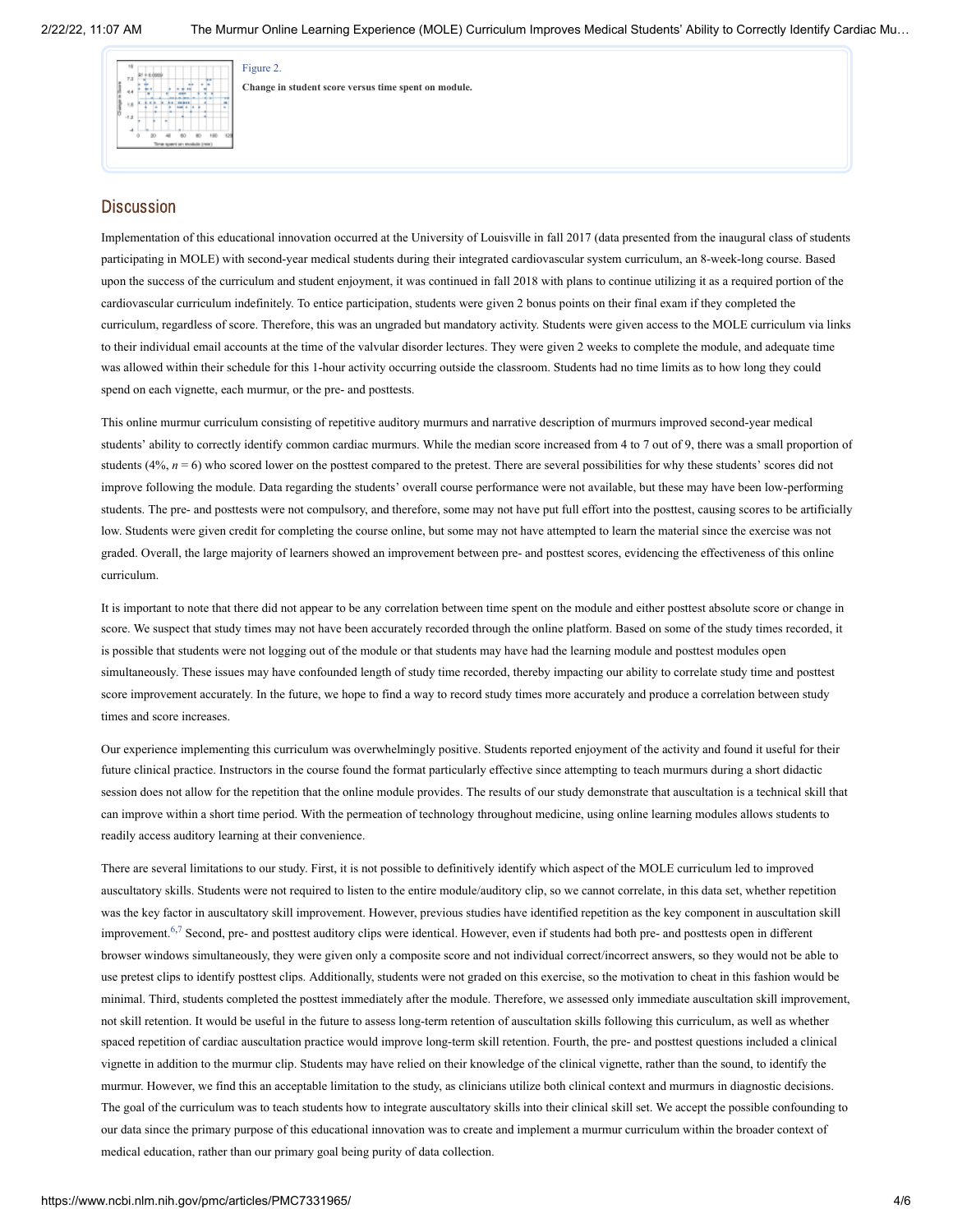Figure 2.

**Change in student score versus time spent on module.**

## Discussion

Implementation of this educational innovation occurred at the University of Louisville in fall 2017 (data presented from the inaugural class of students participating in MOLE) with second-year medical students during their integrated cardiovascular system curriculum, an 8-week-long course. Based upon the success of the curriculum and student enjoyment, it was continued in fall 2018 with plans to continue utilizing it as a required portion of the cardiovascular curriculum indefinitely. To entice participation, students were given 2 bonus points on their final exam if they completed the curriculum, regardless of score. Therefore, this was an ungraded but mandatory activity. Students were given access to the MOLE curriculum via links to their individual email accounts at the time of the valvular disorder lectures. They were given 2 weeks to complete the module, and adequate time was allowed within their schedule for this 1-hour activity occurring outside the classroom. Students had no time limits as to how long they could spend on each vignette, each murmur, or the pre- and posttests.

This online murmur curriculum consisting of repetitive auditory murmurs and narrative description of murmurs improved second-year medical students' ability to correctly identify common cardiac murmurs. While the median score increased from 4 to 7 out of 9, there was a small proportion of students (4%, $n = 6$) who scored lower on the posttest compared to the pretest. There are several possibilities for why these students' scores did not improve following the module. Data regarding the students' overall course performance were not available, but these may have been low-performing students. The pre- and posttests were not compulsory, and therefore, some may not have put full effort into the posttest, causing scores to be artificially low. Students were given credit for completing the course online, but some may not have attempted to learn the material since the exercise was not graded. Overall, the large majority of learners showed an improvement between pre- and posttest scores, evidencing the effectiveness of this online curriculum.

It is important to note that there did not appear to be any correlation between time spent on the module and either posttest absolute score or change in score. We suspect that study times may not have been accurately recorded through the online platform. Based on some of the study times recorded, it is possible that students were not logging out of the module or that students may have had the learning module and posttest modules open simultaneously. These issues may have confounded length of study time recorded, thereby impacting our ability to correlate study time and posttest score improvement accurately. In the future, we hope to find a way to record study times more accurately and produce a correlation between study times and score increases.

Our experience implementing this curriculum was overwhelmingly positive. Students reported enjoyment of the activity and found it useful for their future clinical practice. Instructors in the course found the format particularly effective since attempting to teach murmurs during a short didactic session does not allow for the repetition that the online module provides. The results of our study demonstrate that auscultation is a technical skill that can improve within a short time period. With the permeation of technology throughout medicine, using online learning modules allows students to readily access auditory learning at their convenience.

There are several limitations to our study. First, it is not possible to definitively identify which aspect of the MOLE curriculum led to improved auscultatory skills. Students were not required to listen to the entire module/auditory clip, so we cannot correlate, in this data set, whether repetition was the key factor in auscultatory skill improvement. However, previous studies have identified repetition as the key component in auscultation skill improvement.[6,7] Second, pre- and posttest auditory clips were identical. However, even if students had both pre- and posttests open in different browser windows simultaneously, they were given only a composite score and not individual correct/incorrect answers, so they would not be able to use pretest clips to identify posttest clips. Additionally, students were not graded on this exercise, so the motivation to cheat in this fashion would be minimal. Third, students completed the posttest immediately after the module. Therefore, we assessed only immediate auscultation skill improvement, not skill retention. It would be useful in the future to assess long-term retention of auscultation skills following this curriculum, as well as whether spaced repetition of cardiac auscultation practice would improve long-term skill retention. Fourth, the pre- and posttest questions included a clinical vignette in addition to the murmur clip. Students may have relied on their knowledge of the clinical vignette, rather than the sound, to identify the murmur. However, we find this an acceptable limitation to the study, as clinicians utilize both clinical context and murmurs in diagnostic decisions. The goal of the curriculum was to teach students how to integrate auscultatory skills into their clinical skill set. We accept the possible confounding to our data since the primary purpose of this educational innovation was to create and implement a murmur curriculum within the broader context of medical education, rather than our primary goal being purity of data collection.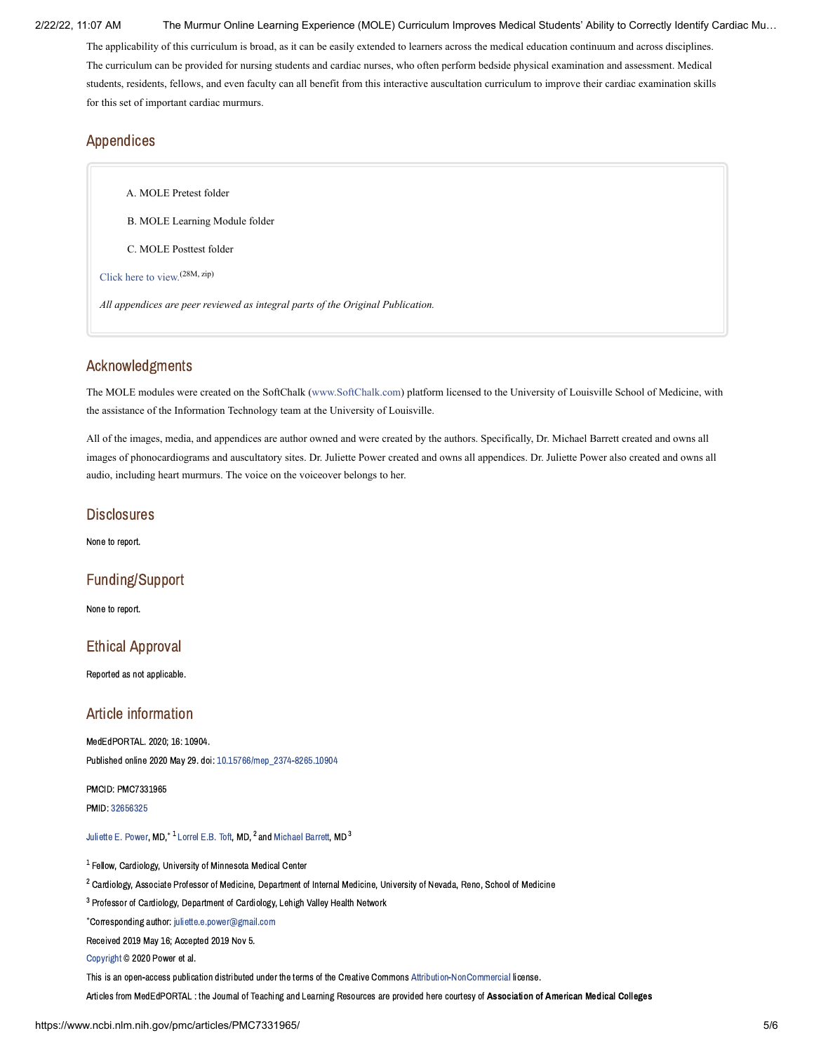The applicability of this curriculum is broad, as it can be easily extended to learners across the medical education continuum and across disciplines. The curriculum can be provided for nursing students and cardiac nurses, who often perform bedside physical examination and assessment. Medical students, residents, fellows, and even faculty can all benefit from this interactive auscultation curriculum to improve their cardiac examination skills for this set of important cardiac murmurs.

## Appendices

A. MOLE Pretest folder

B. MOLE Learning Module folder

C. MOLE Posttest folder

Click here to view.(28M, zip)

*All appendices are peer reviewed as integral parts of the Original Publication.*

## Acknowledgments

The MOLE modules were created on the SoftChalk (www.SoftChalk.com) platform licensed to the University of Louisville School of Medicine, with the assistance of the Information Technology team at the University of Louisville.

All of the images, media, and appendices are author owned and were created by the authors. Specifically, Dr. Michael Barrett created and owns all images of phonocardiograms and auscultatory sites. Dr. Juliette Power created and owns all appendices. Dr. Juliette Power also created and owns all audio, including heart murmurs. The voice on the voiceover belongs to her.

## Disclosures

None to report.

## Funding/Support

None to report.

## Ethical Approval

Reported as not applicable.

## Article information

MedEdPORTAL. 2020; 16: 10904.

Published online 2020 May 29. doi: 10.15766/mep_2374-8265.10904

PMCID: PMC7331965

PMID: 32656325

Juliette E. Power, MD,*[1] Lorrel E.B. Toft, MD,[2] and Michael Barrett, MD[3]

[1] Fellow, Cardiology, University of Minnesota Medical Center

[2] Cardiology, Associate Professor of Medicine, Department of Internal Medicine, University of Nevada, Reno, School of Medicine

[3] Professor of Cardiology, Department of Cardiology, Lehigh Valley Health Network

*Corresponding author: juliette.e.power@gmail.com

Received 2019 May 16; Accepted 2019 Nov 5.

Copyright © 2020 Power et al.

This is an open-access publication distributed under the terms of the Creative Commons Attribution-NonCommercial license.

Articles from MedEdPORTAL : the Journal of Teaching and Learning Resources are provided here courtesy of **Association of American Medical Colleges**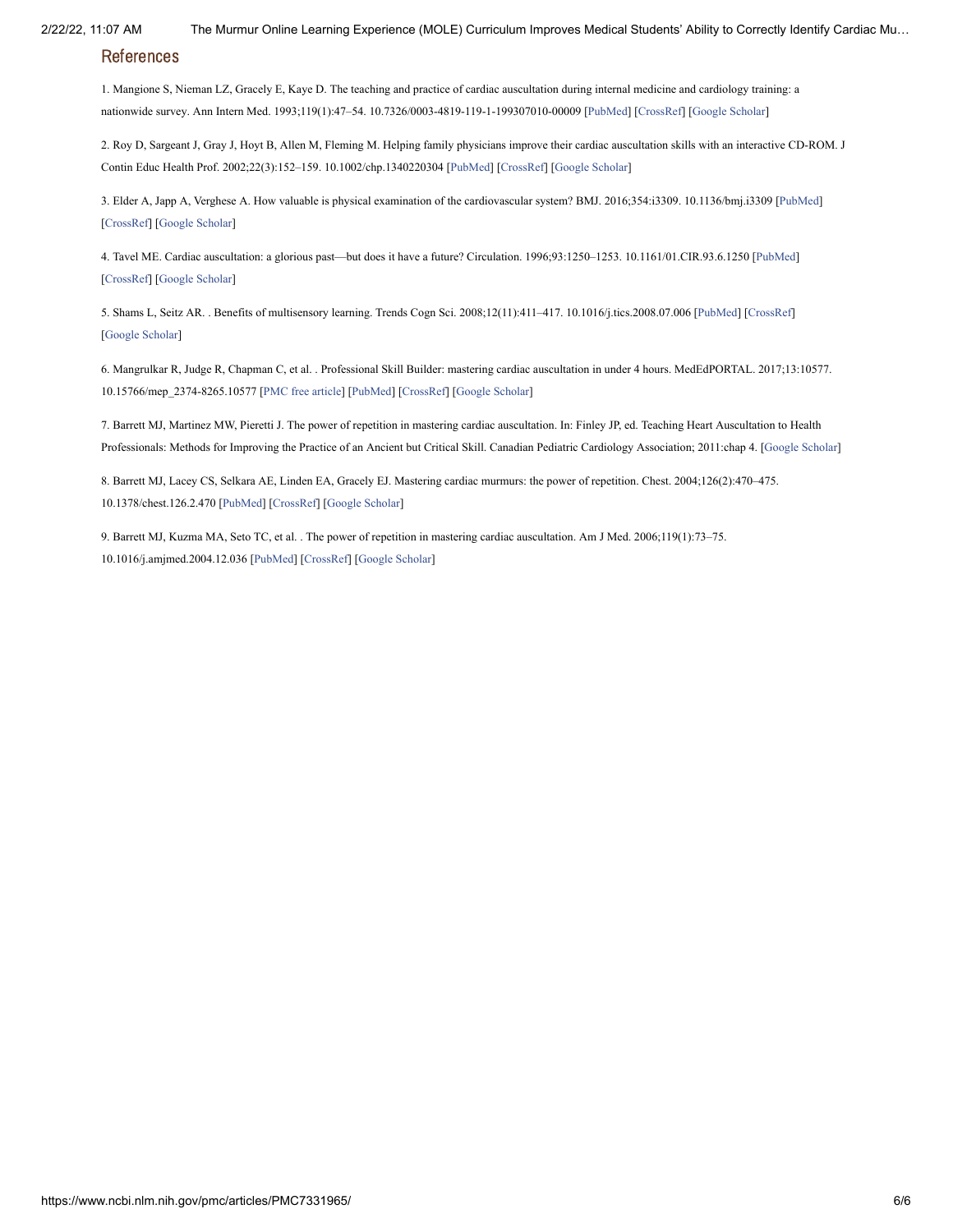## References

1. Mangione S, Nieman LZ, Gracely E, Kaye D. The teaching and practice of cardiac auscultation during internal medicine and cardiology training: a nationwide survey. Ann Intern Med. 1993;119(1):47–54. 10.7326/0003-4819-119-1-199307010-00009 [PubMed] [CrossRef] [Google Scholar]

2. Roy D, Sargeant J, Gray J, Hoyt B, Allen M, Fleming M. Helping family physicians improve their cardiac auscultation skills with an interactive CD-ROM. J Contin Educ Health Prof. 2002;22(3):152–159. 10.1002/chp.1340220304 [PubMed] [CrossRef] [Google Scholar]

3. Elder A, Japp A, Verghese A. How valuable is physical examination of the cardiovascular system? BMJ. 2016;354:i3309. 10.1136/bmj.i3309 [PubMed] [CrossRef] [Google Scholar]

4. Tavel ME. Cardiac auscultation: a glorious past—but does it have a future? Circulation. 1996;93:1250–1253. 10.1161/01.CIR.93.6.1250 [PubMed] [CrossRef] [Google Scholar]

5. Shams L, Seitz AR. . Benefits of multisensory learning. Trends Cogn Sci. 2008;12(11):411–417. 10.1016/j.tics.2008.07.006 [PubMed] [CrossRef] [Google Scholar]

6. Mangrulkar R, Judge R, Chapman C, et al. . Professional Skill Builder: mastering cardiac auscultation in under 4 hours. MedEdPORTAL. 2017;13:10577. 10.15766/mep_2374-8265.10577 [PMC free article] [PubMed] [CrossRef] [Google Scholar]

7. Barrett MJ, Martinez MW, Pieretti J. The power of repetition in mastering cardiac auscultation. In: Finley JP, ed. Teaching Heart Auscultation to Health Professionals: Methods for Improving the Practice of an Ancient but Critical Skill. Canadian Pediatric Cardiology Association; 2011:chap 4. [Google Scholar]

8. Barrett MJ, Lacey CS, Selkara AE, Linden EA, Gracely EJ. Mastering cardiac murmurs: the power of repetition. Chest. 2004;126(2):470–475. 10.1378/chest.126.2.470 [PubMed] [CrossRef] [Google Scholar]

9. Barrett MJ, Kuzma MA, Seto TC, et al. . The power of repetition in mastering cardiac auscultation. Am J Med. 2006;119(1):73–75. 10.1016/j.amjmed.2004.12.036 [PubMed] [CrossRef] [Google Scholar]